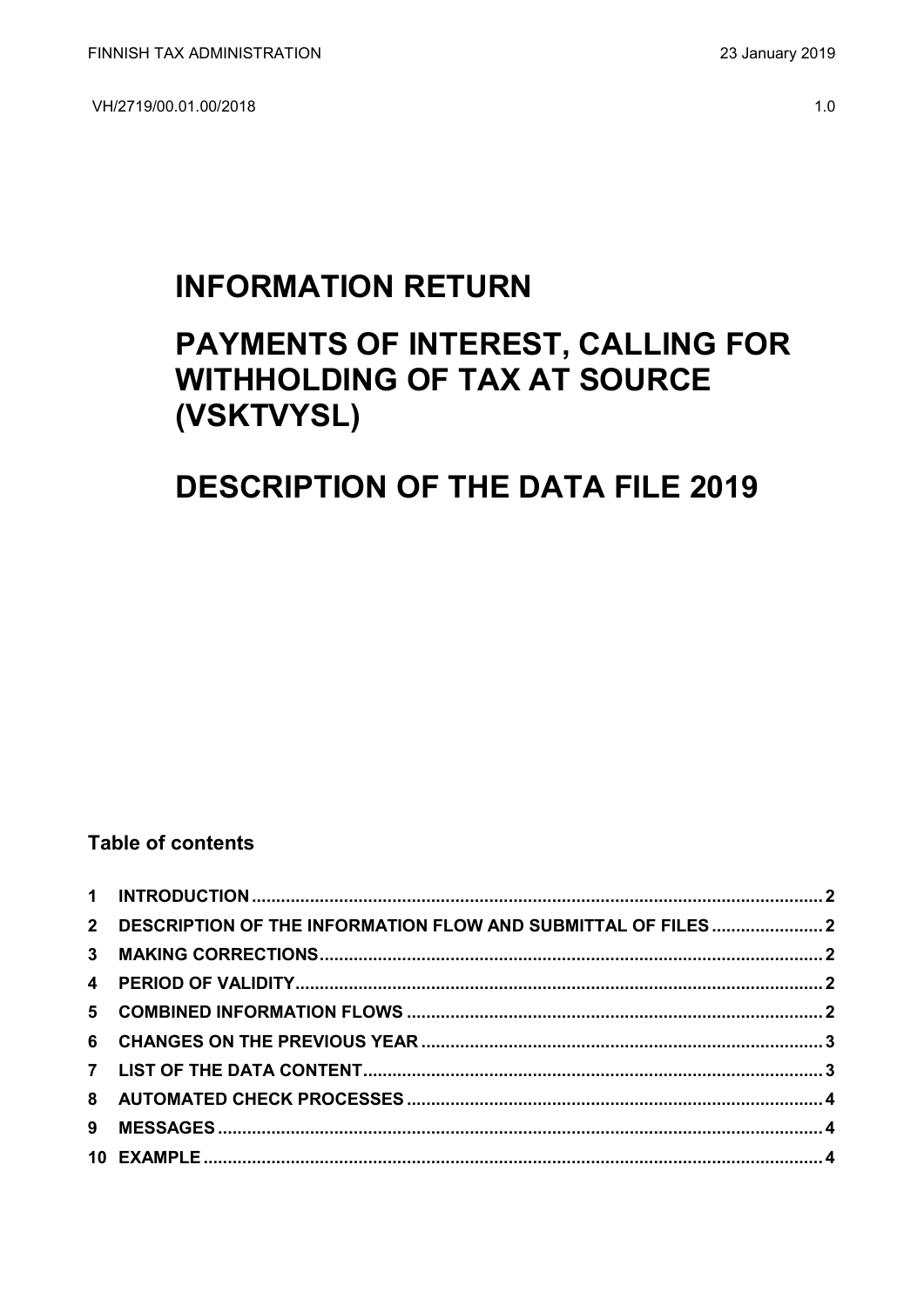FINNISH TAX ADMINISTRATION 23 January 2019

VH/2719/00.01.00/2018 1.0

# INFORMATION RETURN

# PAYMENTS OF INTEREST, CALLING FOR WITHHOLDING OF TAX AT SOURCE (VSKTVYSL)

# DESCRIPTION OF THE DATA FILE 2019

## Table of contents

1 INTRODUCTION ..... 2
2 DESCRIPTION OF THE INFORMATION FLOW AND SUBMITTAL OF FILES ..... 2
3 MAKING CORRECTIONS ..... 2
4 PERIOD OF VALIDITY ..... 2
5 COMBINED INFORMATION FLOWS ..... 2
6 CHANGES ON THE PREVIOUS YEAR ..... 3
7 LIST OF THE DATA CONTENT ..... 3
8 AUTOMATED CHECK PROCESSES ..... 4
9 MESSAGES ..... 4
10 EXAMPLE ..... 4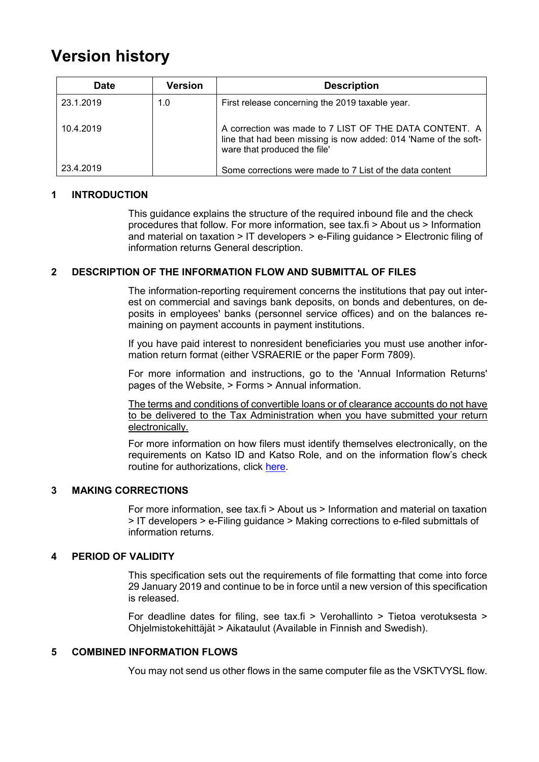# Version history

| Date | Version | Description |
|---|---|---|
| 23.1.2019 | 1.0 | First release concerning the 2019 taxable year. |
| 10.4.2019 | | A correction was made to 7 LIST OF THE DATA CONTENT. A line that had been missing is now added: 014 'Name of the software that produced the file' |
| 23.4.2019 | | Some corrections were made to 7 List of the data content |

## 1 INTRODUCTION

This guidance explains the structure of the required inbound file and the check procedures that follow. For more information, see tax.fi > About us > Information and material on taxation > IT developers > e-Filing guidance > Electronic filing of information returns General description.

## 2 DESCRIPTION OF THE INFORMATION FLOW AND SUBMITTAL OF FILES

The information-reporting requirement concerns the institutions that pay out interest on commercial and savings bank deposits, on bonds and debentures, on deposits in employees' banks (personnel service offices) and on the balances remaining on payment accounts in payment institutions.

If you have paid interest to nonresident beneficiaries you must use another information return format (either VSRAERIE or the paper Form 7809).

For more information and instructions, go to the 'Annual Information Returns' pages of the Website, > Forms > Annual information.

The terms and conditions of convertible loans or of clearance accounts do not have to be delivered to the Tax Administration when you have submitted your return electronically.

For more information on how filers must identify themselves electronically, on the requirements on Katso ID and Katso Role, and on the information flow's check routine for authorizations, click here.

## 3 MAKING CORRECTIONS

For more information, see tax.fi > About us > Information and material on taxation > IT developers > e-Filing guidance > Making corrections to e-filed submittals of information returns.

## 4 PERIOD OF VALIDITY

This specification sets out the requirements of file formatting that come into force 29 January 2019 and continue to be in force until a new version of this specification is released.

For deadline dates for filing, see tax.fi > Verohallinto > Tietoa verotuksesta > Ohjelmistokehittäjät > Aikataulut (Available in Finnish and Swedish).

## 5 COMBINED INFORMATION FLOWS

You may not send us other flows in the same computer file as the VSKTVYSL flow.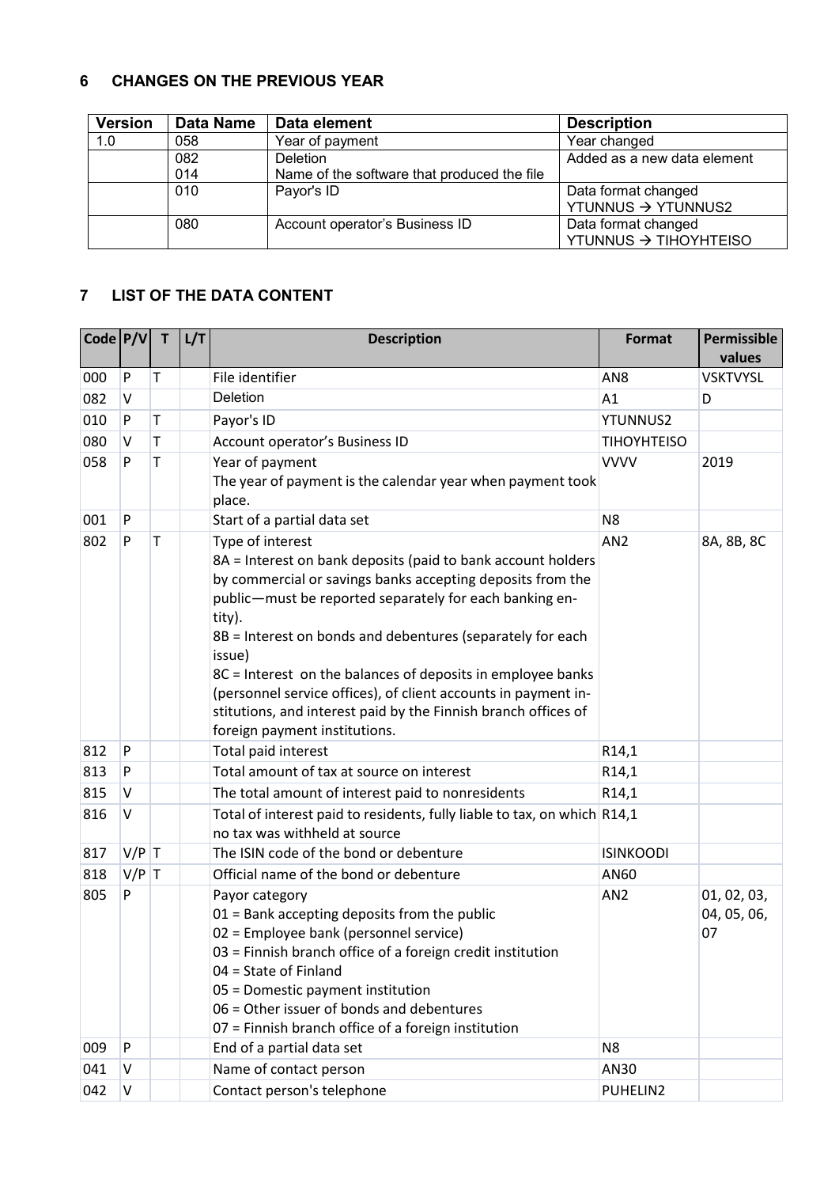## 6 CHANGES ON THE PREVIOUS YEAR

| Version | Data Name | Data element | Description |
|---|---|---|---|
| 1.0 | 058 | Year of payment | Year changed |
| | 082<br>014 | Deletion<br>Name of the software that produced the file | Added as a new data element |
| | 010 | Payor's ID | Data format changed<br>YTUNNUS → YTUNNUS2 |
| | 080 | Account operator's Business ID | Data format changed<br>YTUNNUS → TIHOYHTEISO |

## 7 LIST OF THE DATA CONTENT

| Code | P/V | T | L/T | Description | Format | Permissible values |
|---|---|---|---|---|---|---|
| 000 | P | T | | File identifier | AN8 | VSKTVYSL |
| 082 | V | | | Deletion | A1 | D |
| 010 | P | T | | Payor's ID | YTUNNUS2 | |
| 080 | V | T | | Account operator's Business ID | TIHOYHTEISO | |
| 058 | P | T | | Year of payment<br>The year of payment is the calendar year when payment took place. | VVVV | 2019 |
| 001 | P | | | Start of a partial data set | N8 | |
| 802 | P | T | | Type of interest<br>8A = Interest on bank deposits (paid to bank account holders by commercial or savings banks accepting deposits from the public—must be reported separately for each banking entity).<br>8B = Interest on bonds and debentures (separately for each issue)<br>8C = Interest on the balances of deposits in employee banks (personnel service offices), of client accounts in payment institutions, and interest paid by the Finnish branch offices of foreign payment institutions. | AN2 | 8A, 8B, 8C |
| 812 | P | | | Total paid interest | R14,1 | |
| 813 | P | | | Total amount of tax at source on interest | R14,1 | |
| 815 | V | | | The total amount of interest paid to nonresidents | R14,1 | |
| 816 | V | | | Total of interest paid to residents, fully liable to tax, on which no tax was withheld at source | R14,1 | |
| 817 | V/P | T | | The ISIN code of the bond or debenture | ISINKOODI | |
| 818 | V/P | T | | Official name of the bond or debenture | AN60 | |
| 805 | P | | | Payor category<br>01 = Bank accepting deposits from the public<br>02 = Employee bank (personnel service)<br>03 = Finnish branch office of a foreign credit institution<br>04 = State of Finland<br>05 = Domestic payment institution<br>06 = Other issuer of bonds and debentures<br>07 = Finnish branch office of a foreign institution | AN2 | 01, 02, 03, 04, 05, 06, 07 |
| 009 | P | | | End of a partial data set | N8 | |
| 041 | V | | | Name of contact person | AN30 | |
| 042 | V | | | Contact person's telephone | PUHELIN2 | |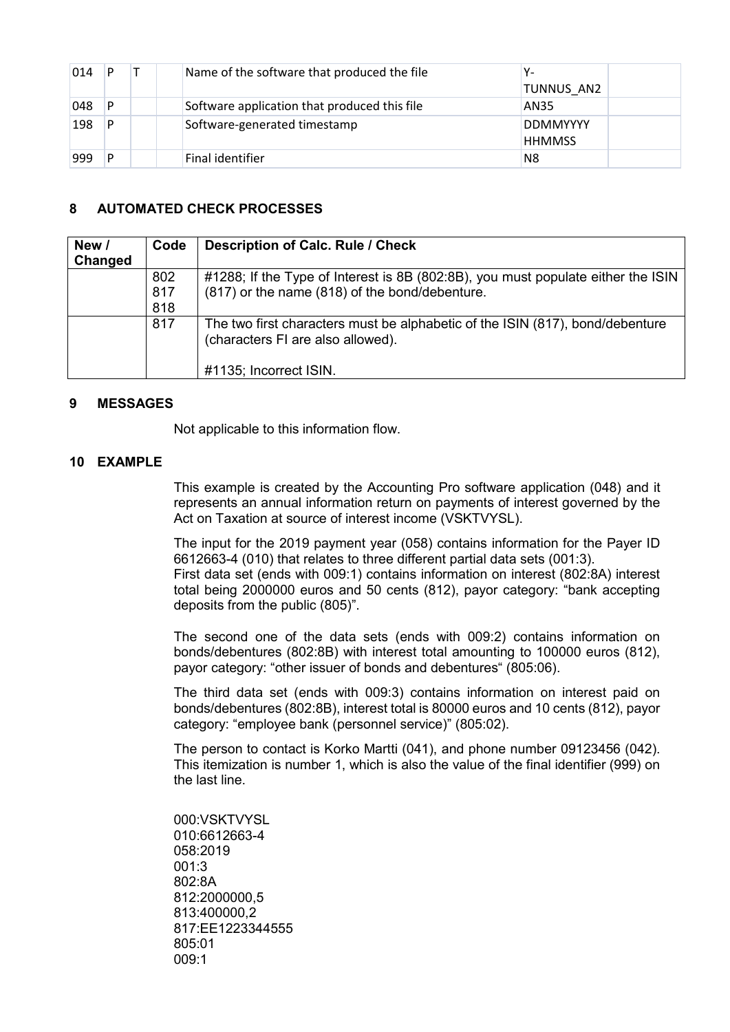| | | | | | | |
|---|---|---|---|---|---|---|
| 014 | P | T | | Name of the software that produced the file | Y-TUNNUS_AN2 | |
| 048 | P | | | Software application that produced this file | AN35 | |
| 198 | P | | | Software-generated timestamp | DDMMYYYY HHMMSS | |
| 999 | P | | | Final identifier | N8 | |

## 8 AUTOMATED CHECK PROCESSES

| New / Changed | Code | Description of Calc. Rule / Check |
|---|---|---|
| | 802<br>817<br>818 | #1288; If the Type of Interest is 8B (802:8B), you must populate either the ISIN (817) or the name (818) of the bond/debenture. |
| | 817 | The two first characters must be alphabetic of the ISIN (817), bond/debenture (characters FI are also allowed).<br><br>#1135; Incorrect ISIN. |

## 9 MESSAGES

Not applicable to this information flow.

## 10 EXAMPLE

This example is created by the Accounting Pro software application (048) and it represents an annual information return on payments of interest governed by the Act on Taxation at source of interest income (VSKTVYSL).

The input for the 2019 payment year (058) contains information for the Payer ID 6612663-4 (010) that relates to three different partial data sets (001:3).
First data set (ends with 009:1) contains information on interest (802:8A) interest total being 2000000 euros and 50 cents (812), payor category: "bank accepting deposits from the public (805)".

The second one of the data sets (ends with 009:2) contains information on bonds/debentures (802:8B) with interest total amounting to 100000 euros (812), payor category: "other issuer of bonds and debentures" (805:06).

The third data set (ends with 009:3) contains information on interest paid on bonds/debentures (802:8B), interest total is 80000 euros and 10 cents (812), payor category: "employee bank (personnel service)" (805:02).

The person to contact is Korko Martti (041), and phone number 09123456 (042). This itemization is number 1, which is also the value of the final identifier (999) on the last line.

```
000:VSKTVYSL
010:6612663-4
058:2019
001:3
802:8A
812:2000000,5
813:400000,2
817:EE1223344555
805:01
009:1
```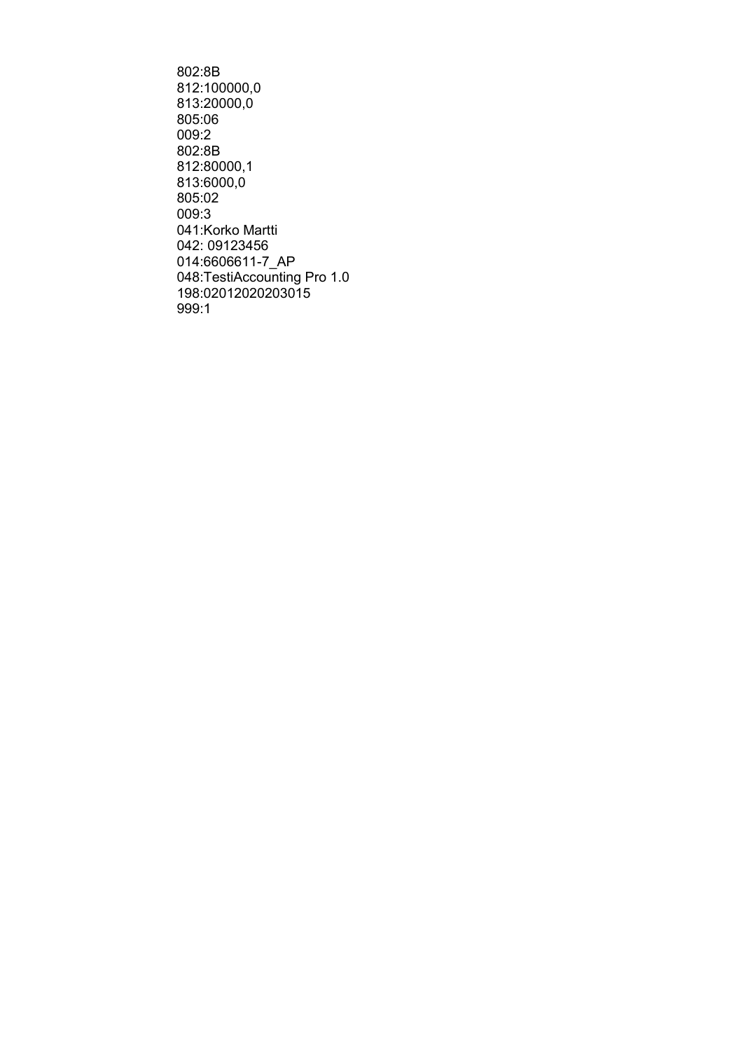802:8B
812:100000,0
813:20000,0
805:06
009:2
802:8B
812:80000,1
813:6000,0
805:02
009:3
041:Korko Martti
042: 09123456
014:6606611-7_AP
048:TestiAccounting Pro 1.0
198:02012020203015
999:1